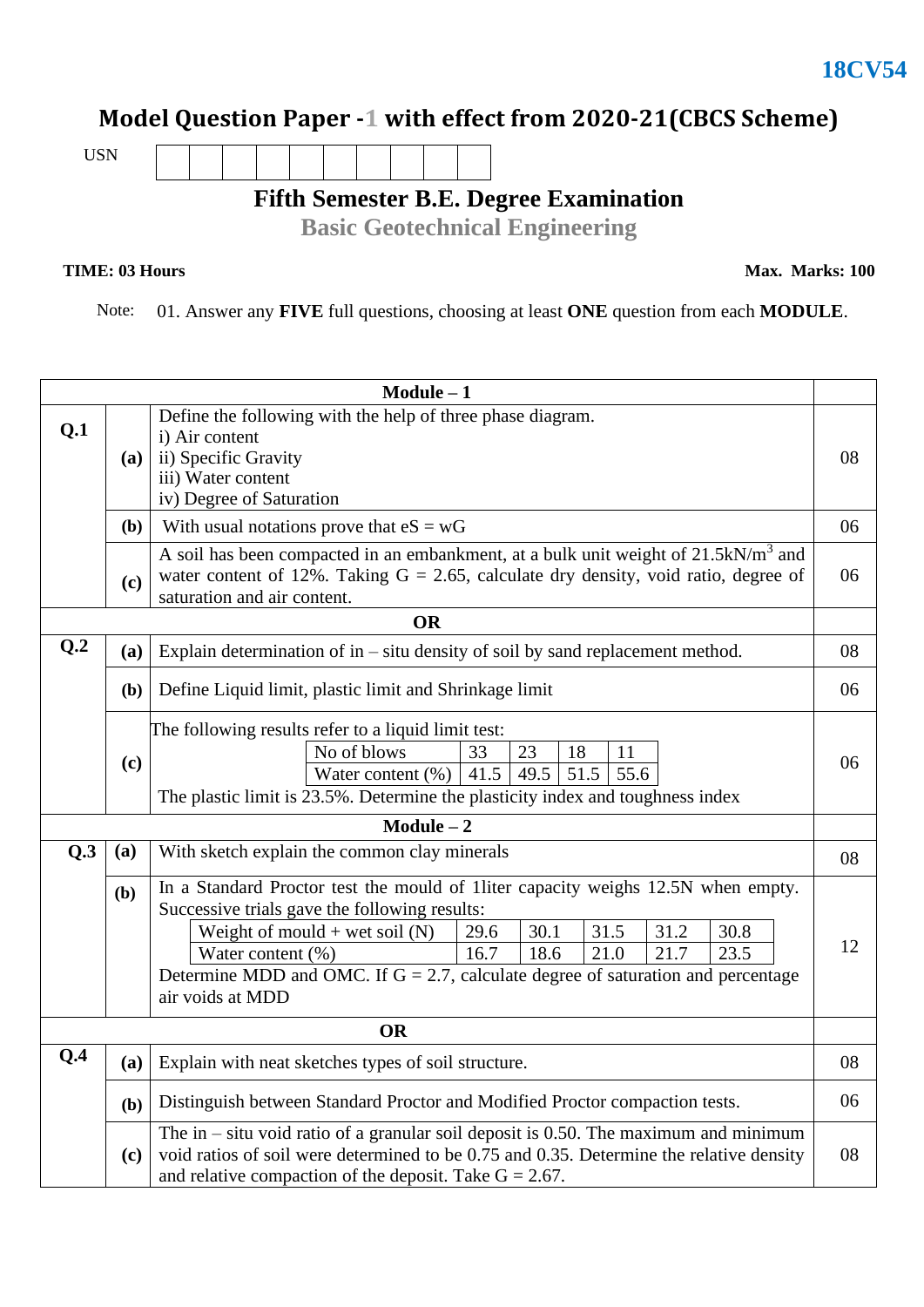**18CV54**

# Model Question Paper -1 with effect from 2020-21(CBCS Scheme)

USN | | | | | | | | | |

## Fifth Semester B.E. Degree Examination
## Basic Geotechnical Engineering

**TIME: 03 Hours** **Max. Marks: 100**

Note: 01. Answer any **FIVE** full questions, choosing at least **ONE** question from each **MODULE**.

### Module – 1

**Q.1**

**(a)** Define the following with the help of three phase diagram.
i) Air content
ii) Specific Gravity
iii) Water content
iv) Degree of Saturation
(08)

**(b)** With usual notations prove that eS = wG (06)

**(c)** A soil has been compacted in an embankment, at a bulk unit weight of 21.5kN/m$^3$ and water content of 12%. Taking G = 2.65, calculate dry density, void ratio, degree of saturation and air content. (06)

**OR**

**Q.2**

**(a)** Explain determination of in – situ density of soil by sand replacement method. (08)

**(b)** Define Liquid limit, plastic limit and Shrinkage limit (06)

**(c)** The following results refer to a liquid limit test:

| No of blows | 33 | 23 | 18 | 11 |
|---|---|---|---|---|
| Water content (%) | 41.5 | 49.5 | 51.5 | 55.6 |

The plastic limit is 23.5%. Determine the plasticity index and toughness index (06)

### Module – 2

**Q.3**

**(a)** With sketch explain the common clay minerals (08)

**(b)** In a Standard Proctor test the mould of 1liter capacity weighs 12.5N when empty. Successive trials gave the following results:

| Weight of mould + wet soil (N) | 29.6 | 30.1 | 31.5 | 31.2 | 30.8 |
|---|---|---|---|---|---|
| Water content (%) | 16.7 | 18.6 | 21.0 | 21.7 | 23.5 |

Determine MDD and OMC. If G = 2.7, calculate degree of saturation and percentage air voids at MDD (12)

**OR**

**Q.4**

**(a)** Explain with neat sketches types of soil structure. (08)

**(b)** Distinguish between Standard Proctor and Modified Proctor compaction tests. (06)

**(c)** The in – situ void ratio of a granular soil deposit is 0.50. The maximum and minimum void ratios of soil were determined to be 0.75 and 0.35. Determine the relative density and relative compaction of the deposit. Take G = 2.67. (08)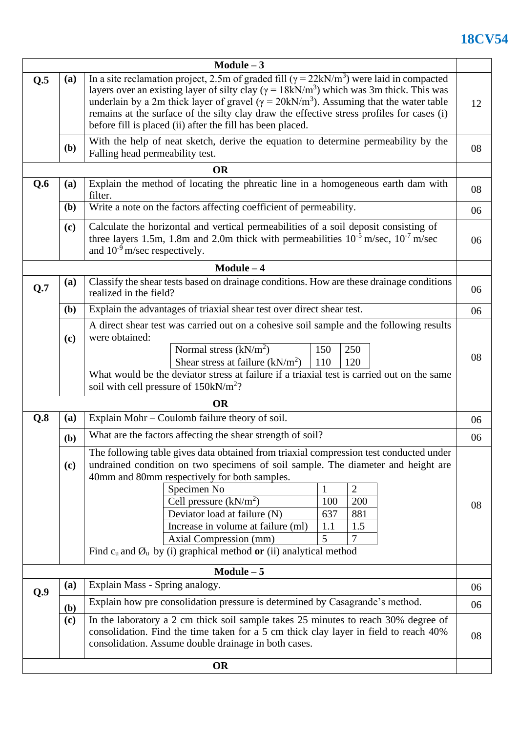## Module – 3

**Q.5**

**(a)** In a site reclamation project, 2.5m of graded fill ($\gamma = 22\text{kN/m}^3$) were laid in compacted layers over an existing layer of silty clay ($\gamma = 18\text{kN/m}^3$) which was 3m thick. This was underlain by a 2m thick layer of gravel ($\gamma = 20\text{kN/m}^3$). Assuming that the water table remains at the surface of the silty clay draw the effective stress profiles for cases (i) before fill is placed (ii) after the fill has been placed. **(12)**

**(b)** With the help of neat sketch, derive the equation to determine permeability by the Falling head permeability test. **(08)**

**OR**

**Q.6**

**(a)** Explain the method of locating the phreatic line in a homogeneous earth dam with filter. **(08)**

**(b)** Write a note on the factors affecting coefficient of permeability. **(06)**

**(c)** Calculate the horizontal and vertical permeabilities of a soil deposit consisting of three layers 1.5m, 1.8m and 2.0m thick with permeabilities $10^{-5}$ m/sec, $10^{-7}$ m/sec and $10^{-9}$ m/sec respectively. **(06)**

## Module – 4

**Q.7**

**(a)** Classify the shear tests based on drainage conditions. How are these drainage conditions realized in the field? **(06)**

**(b)** Explain the advantages of triaxial shear test over direct shear test. **(06)**

**(c)** A direct shear test was carried out on a cohesive soil sample and the following results were obtained: **(08)**

| Normal stress ($\text{kN/m}^2$) | 150 | 250 |
|---|---|---|
| Shear stress at failure ($\text{kN/m}^2$) | 110 | 120 |

What would be the deviator stress at failure if a triaxial test is carried out on the same soil with cell pressure of $150\text{kN/m}^2$?

**OR**

**Q.8**

**(a)** Explain Mohr – Coulomb failure theory of soil. **(06)**

**(b)** What are the factors affecting the shear strength of soil? **(06)**

**(c)** The following table gives data obtained from triaxial compression test conducted under undrained condition on two specimens of soil sample. The diameter and height are 40mm and 80mm respectively for both samples. **(08)**

| Specimen No | 1 | 2 |
|---|---|---|
| Cell pressure ($\text{kN/m}^2$) | 100 | 200 |
| Deviator load at failure (N) | 637 | 881 |
| Increase in volume at failure (ml) | 1.1 | 1.5 |
| Axial Compression (mm) | 5 | 7 |

Find $c_u$ and $\varnothing_u$ by (i) graphical method **or** (ii) analytical method

## Module – 5

**Q.9**

**(a)** Explain Mass - Spring analogy. **(06)**

**(b)** Explain how pre consolidation pressure is determined by Casagrande's method. **(06)**

**(c)** In the laboratory a 2 cm thick soil sample takes 25 minutes to reach 30% degree of consolidation. Find the time taken for a 5 cm thick clay layer in field to reach 40% consolidation. Assume double drainage in both cases. **(08)**

**OR**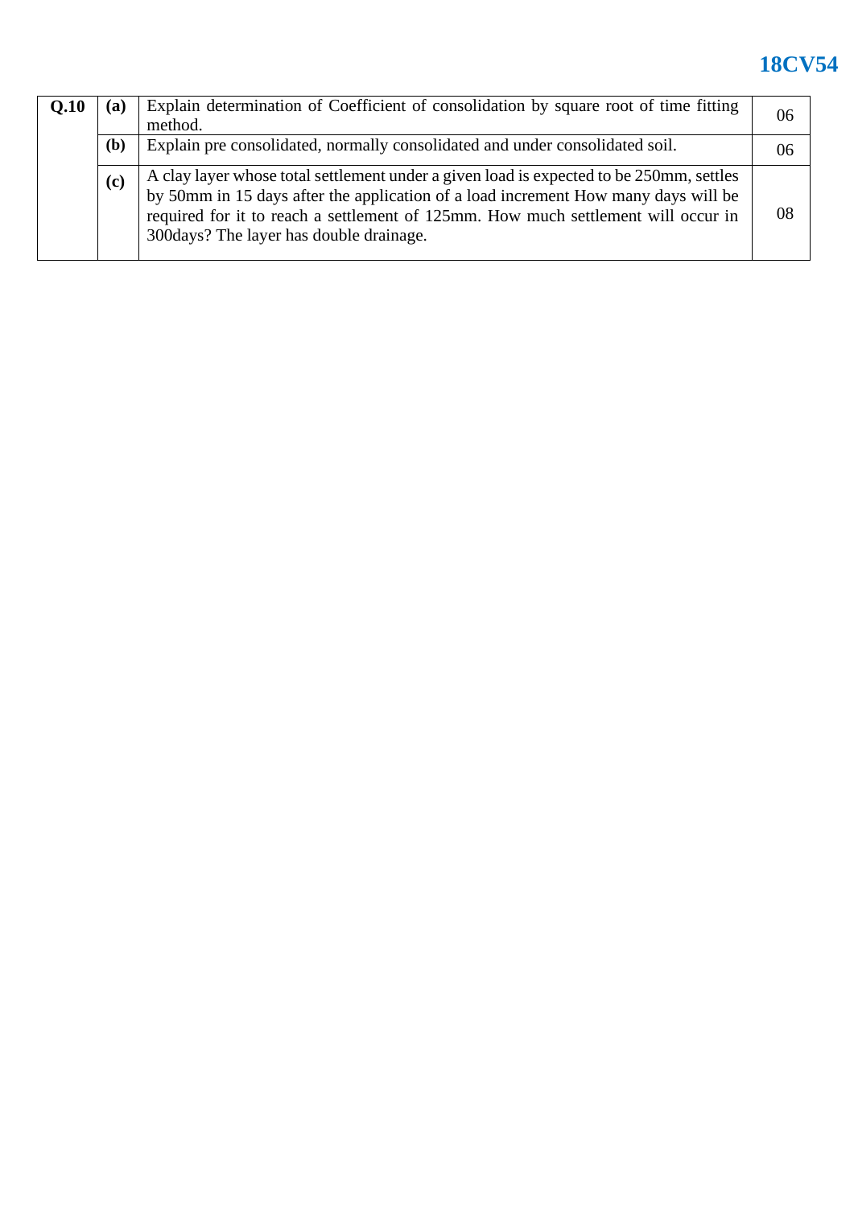| Q.10 | (a) | Explain determination of Coefficient of consolidation by square root of time fitting method. | 06 |
| --- | --- | --- | --- |
| | (b) | Explain pre consolidated, normally consolidated and under consolidated soil. | 06 |
| | (c) | A clay layer whose total settlement under a given load is expected to be 250mm, settles by 50mm in 15 days after the application of a load increment How many days will be required for it to reach a settlement of 125mm. How much settlement will occur in 300days? The layer has double drainage. | 08 |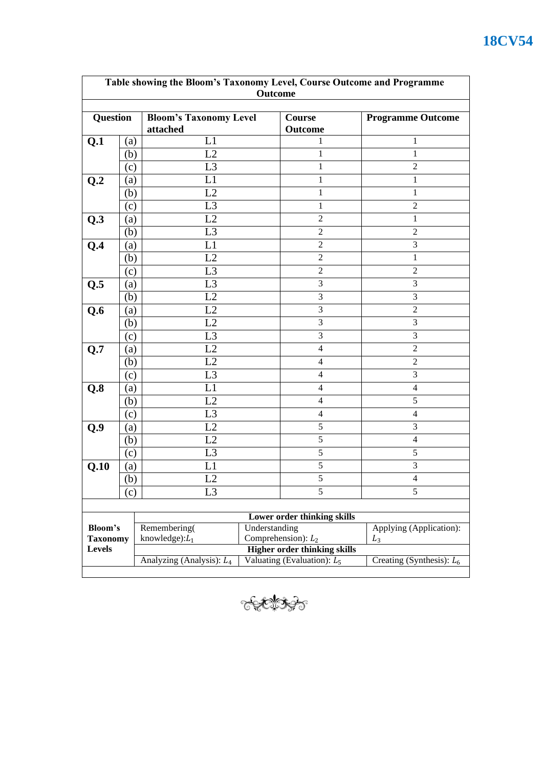**Table showing the Bloom's Taxonomy Level, Course Outcome and Programme Outcome**

| Question | | Bloom's Taxonomy Level attached | Course Outcome | Programme Outcome |
|---|---|---|---|---|
| **Q.1** | (a) | L1 | 1 | 1 |
| | (b) | L2 | 1 | 1 |
| | (c) | L3 | 1 | 2 |
| **Q.2** | (a) | L1 | 1 | 1 |
| | (b) | L2 | 1 | 1 |
| | (c) | L3 | 1 | 2 |
| **Q.3** | (a) | L2 | 2 | 1 |
| | (b) | L3 | 2 | 2 |
| **Q.4** | (a) | L1 | 2 | 3 |
| | (b) | L2 | 2 | 1 |
| | (c) | L3 | 2 | 2 |
| **Q.5** | (a) | L3 | 3 | 3 |
| | (b) | L2 | 3 | 3 |
| **Q.6** | (a) | L2 | 3 | 2 |
| | (b) | L2 | 3 | 3 |
| | (c) | L3 | 3 | 3 |
| **Q.7** | (a) | L2 | 4 | 2 |
| | (b) | L2 | 4 | 2 |
| | (c) | L3 | 4 | 3 |
| **Q.8** | (a) | L1 | 4 | 4 |
| | (b) | L2 | 4 | 5 |
| | (c) | L3 | 4 | 4 |
| **Q.9** | (a) | L2 | 5 | 3 |
| | (b) | L2 | 5 | 4 |
| | (c) | L3 | 5 | 5 |
| **Q.10** | (a) | L1 | 5 | 3 |
| | (b) | L2 | 5 | 4 |
| | (c) | L3 | 5 | 5 |

| | | | |
|---|---|---|---|
| **Bloom's Taxonomy Levels** | **Lower order thinking skills** | | |
| | Remembering( knowledge): $L_1$ | Understanding Comprehension): $L_2$ | Applying (Application): $L_3$ |
| | **Higher order thinking skills** | | |
| | Analyzing (Analysis): $L_4$ | Valuating (Evaluation): $L_5$ | Creating (Synthesis): $L_6$ |